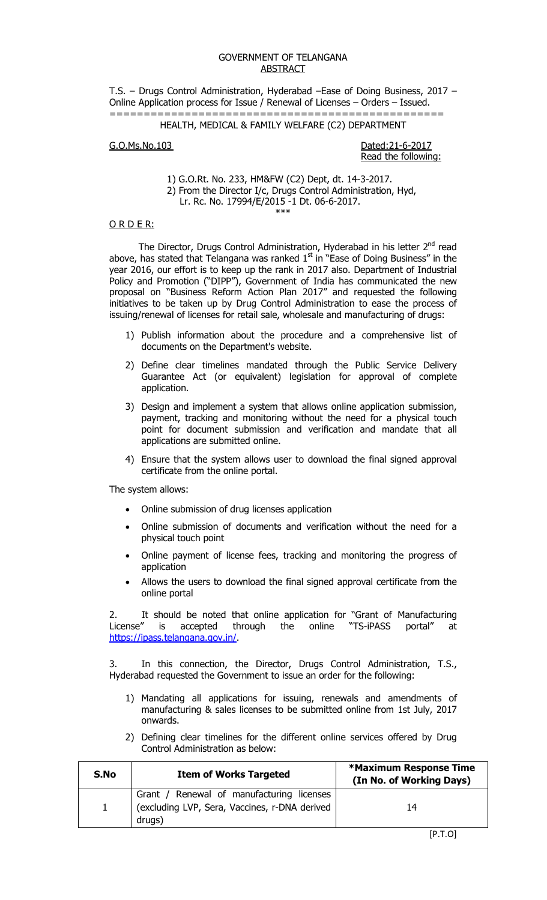# GOVERNMENT OF TELANGANA
## ABSTRACT

T.S. – Drugs Control Administration, Hyderabad –Ease of Doing Business, 2017 – Online Application process for Issue / Renewal of Licenses – Orders – Issued.

================================================

HEALTH, MEDICAL & FAMILY WELFARE (C2) DEPARTMENT

G.O.Ms.No.103 Dated:21-6-2017

Read the following:

1) G.O.Rt. No. 233, HM&FW (C2) Dept, dt. 14-3-2017.
2) From the Director I/c, Drugs Control Administration, Hyd, Lr. Rc. No. 17994/E/2015 -1 Dt. 06-6-2017.

\*\*\*

**O R D E R:**

The Director, Drugs Control Administration, Hyderabad in his letter 2nd read above, has stated that Telangana was ranked 1st in "Ease of Doing Business" in the year 2016, our effort is to keep up the rank in 2017 also. Department of Industrial Policy and Promotion ("DIPP"), Government of India has communicated the new proposal on "Business Reform Action Plan 2017" and requested the following initiatives to be taken up by Drug Control Administration to ease the process of issuing/renewal of licenses for retail sale, wholesale and manufacturing of drugs:

1) Publish information about the procedure and a comprehensive list of documents on the Department's website.
2) Define clear timelines mandated through the Public Service Delivery Guarantee Act (or equivalent) legislation for approval of complete application.
3) Design and implement a system that allows online application submission, payment, tracking and monitoring without the need for a physical touch point for document submission and verification and mandate that all applications are submitted online.
4) Ensure that the system allows user to download the final signed approval certificate from the online portal.

The system allows:

- Online submission of drug licenses application
- Online submission of documents and verification without the need for a physical touch point
- Online payment of license fees, tracking and monitoring the progress of application
- Allows the users to download the final signed approval certificate from the online portal

2. It should be noted that online application for "Grant of Manufacturing License" is accepted through the online "TS-iPASS portal" at https://ipass.telangana.gov.in/.

3. In this connection, the Director, Drugs Control Administration, T.S., Hyderabad requested the Government to issue an order for the following:

1) Mandating all applications for issuing, renewals and amendments of manufacturing & sales licenses to be submitted online from 1st July, 2017 onwards.
2) Defining clear timelines for the different online services offered by Drug Control Administration as below:

| S.No | Item of Works Targeted | *Maximum Response Time (In No. of Working Days) |
|---|---|---|
| 1 | Grant / Renewal of manufacturing licenses (excluding LVP, Sera, Vaccines, r-DNA derived drugs) | 14 |

[P.T.O]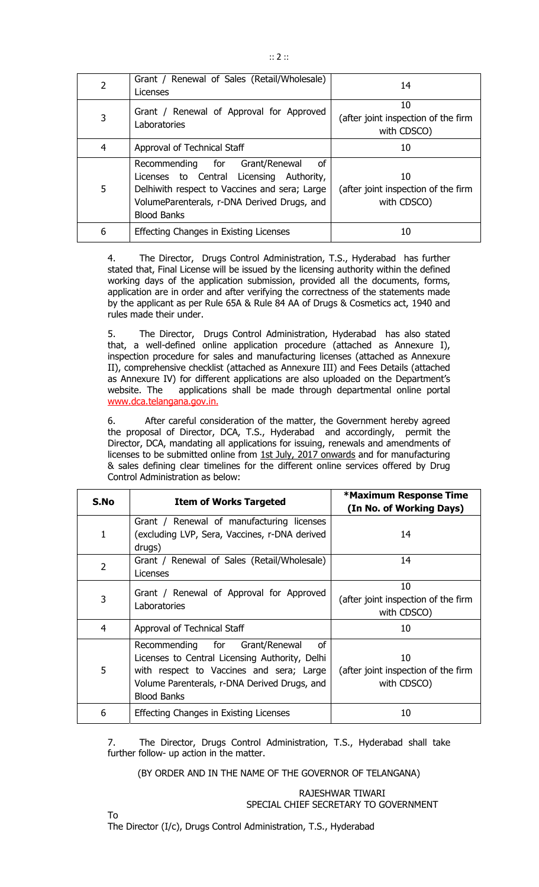| 2 | Grant / Renewal of Sales (Retail/Wholesale) Licenses | 14 |
|---|---|---|
| 3 | Grant / Renewal of Approval for Approved Laboratories | 10 (after joint inspection of the firm with CDSCO) |
| 4 | Approval of Technical Staff | 10 |
| 5 | Recommending for Grant/Renewal of Licenses to Central Licensing Authority, Delhiwith respect to Vaccines and sera; Large VolumeParenterals, r-DNA Derived Drugs, and Blood Banks | 10 (after joint inspection of the firm with CDSCO) |
| 6 | Effecting Changes in Existing Licenses | 10 |

4. The Director, Drugs Control Administration, T.S., Hyderabad has further stated that, Final License will be issued by the licensing authority within the defined working days of the application submission, provided all the documents, forms, application are in order and after verifying the correctness of the statements made by the applicant as per Rule 65A & Rule 84 AA of Drugs & Cosmetics act, 1940 and rules made their under.

5. The Director, Drugs Control Administration, Hyderabad has also stated that, a well-defined online application procedure (attached as Annexure I), inspection procedure for sales and manufacturing licenses (attached as Annexure II), comprehensive checklist (attached as Annexure III) and Fees Details (attached as Annexure IV) for different applications are also uploaded on the Department's website. The applications shall be made through departmental online portal www.dca.telangana.gov.in.

6. After careful consideration of the matter, the Government hereby agreed the proposal of Director, DCA, T.S., Hyderabad and accordingly, permit the Director, DCA, mandating all applications for issuing, renewals and amendments of licenses to be submitted online from 1st July, 2017 onwards and for manufacturing & sales defining clear timelines for the different online services offered by Drug Control Administration as below:

| S.No | Item of Works Targeted | *Maximum Response Time (In No. of Working Days) |
|---|---|---|
| 1 | Grant / Renewal of manufacturing licenses (excluding LVP, Sera, Vaccines, r-DNA derived drugs) | 14 |
| 2 | Grant / Renewal of Sales (Retail/Wholesale) Licenses | 14 |
| 3 | Grant / Renewal of Approval for Approved Laboratories | 10 (after joint inspection of the firm with CDSCO) |
| 4 | Approval of Technical Staff | 10 |
| 5 | Recommending for Grant/Renewal of Licenses to Central Licensing Authority, Delhi with respect to Vaccines and sera; Large Volume Parenterals, r-DNA Derived Drugs, and Blood Banks | 10 (after joint inspection of the firm with CDSCO) |
| 6 | Effecting Changes in Existing Licenses | 10 |

7. The Director, Drugs Control Administration, T.S., Hyderabad shall take further follow- up action in the matter.

(BY ORDER AND IN THE NAME OF THE GOVERNOR OF TELANGANA)

RAJESHWAR TIWARI
SPECIAL CHIEF SECRETARY TO GOVERNMENT

To
The Director (I/c), Drugs Control Administration, T.S., Hyderabad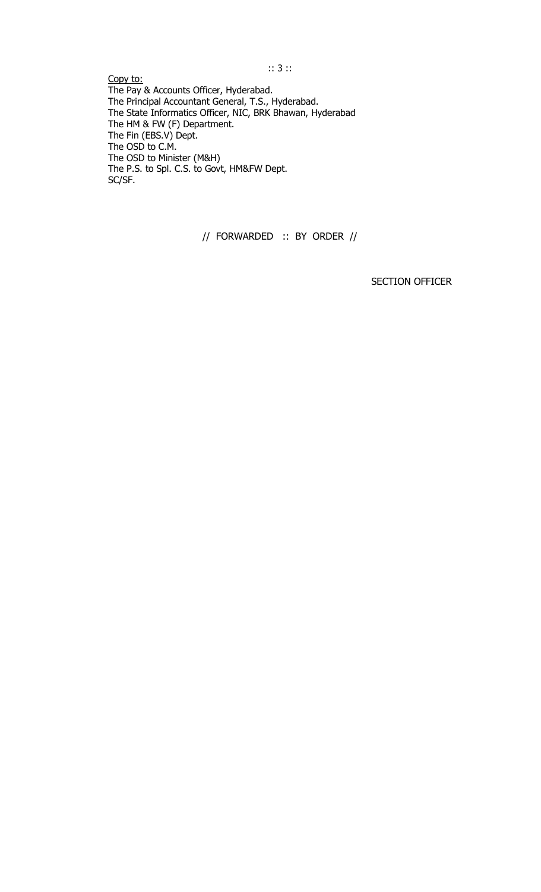Copy to:

The Pay & Accounts Officer, Hyderabad.
The Principal Accountant General, T.S., Hyderabad.
The State Informatics Officer, NIC, BRK Bhawan, Hyderabad
The HM & FW (F) Department.
The Fin (EBS.V) Dept.
The OSD to C.M.
The OSD to Minister (M&H)
The P.S. to Spl. C.S. to Govt, HM&FW Dept.
SC/SF.

// FORWARDED :: BY ORDER //

SECTION OFFICER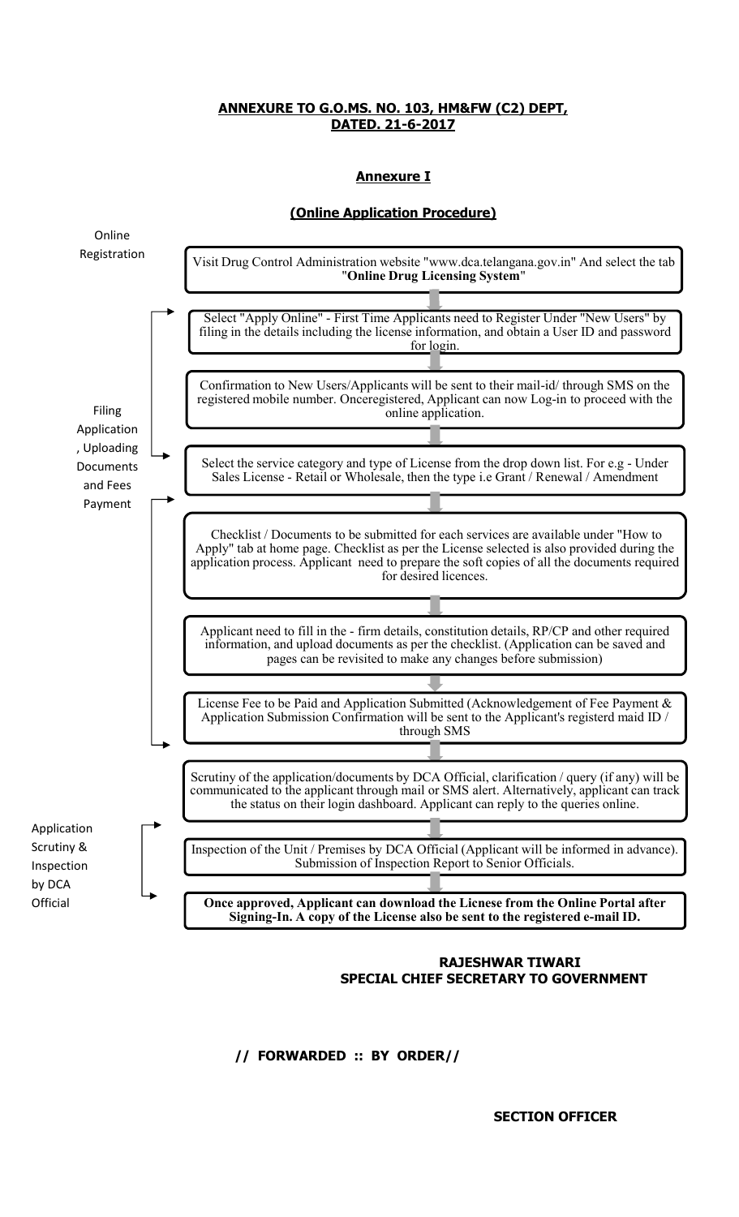**ANNEXURE TO G.O.MS. NO. 103, HM&FW (C2) DEPT, DATED. 21-6-2017**

**Annexure I**

**(Online Application Procedure)**

**Online Registration**

1. Visit Drug Control Administration website "www.dca.telangana.gov.in" And select the tab "**Online Drug Licensing System**"

**Filing Application, Uploading Documents and Fees Payment**

2. Select "Apply Online" - First Time Applicants need to Register Under "New Users" by filing in the details including the license information, and obtain a User ID and password for login.
3. Confirmation to New Users/Applicants will be sent to their mail-id/ through SMS on the registered mobile number. Onceregistered, Applicant can now Log-in to proceed with the online application.
4. Select the service category and type of License from the drop down list. For e.g - Under Sales License - Retail or Wholesale, then the type i.e Grant / Renewal / Amendment
5. Checklist / Documents to be submitted for each services are available under "How to Apply" tab at home page. Checklist as per the License selected is also provided during the application process. Applicant need to prepare the soft copies of all the documents required for desired licences.
6. Applicant need to fill in the - firm details, constitution details, RP/CP and other required information, and upload documents as per the checklist. (Application can be saved and pages can be revisited to make any changes before submission)
7. License Fee to be Paid and Application Submitted (Acknowledgement of Fee Payment & Application Submission Confirmation will be sent to the Applicant's registerd maid ID / through SMS

**Application Scrutiny & Inspection by DCA Official**

8. Scrutiny of the application/documents by DCA Official, clarification / query (if any) will be communicated to the applicant through mail or SMS alert. Alternatively, applicant can track the status on their login dashboard. Applicant can reply to the queries online.
9. Inspection of the Unit / Premises by DCA Official (Applicant will be informed in advance). Submission of Inspection Report to Senior Officials.
10. **Once approved, Applicant can download the Licnese from the Online Portal after Signing-In. A copy of the License also be sent to the registered e-mail ID.**

**RAJESHWAR TIWARI**
**SPECIAL CHIEF SECRETARY TO GOVERNMENT**

**// FORWARDED :: BY ORDER//**

**SECTION OFFICER**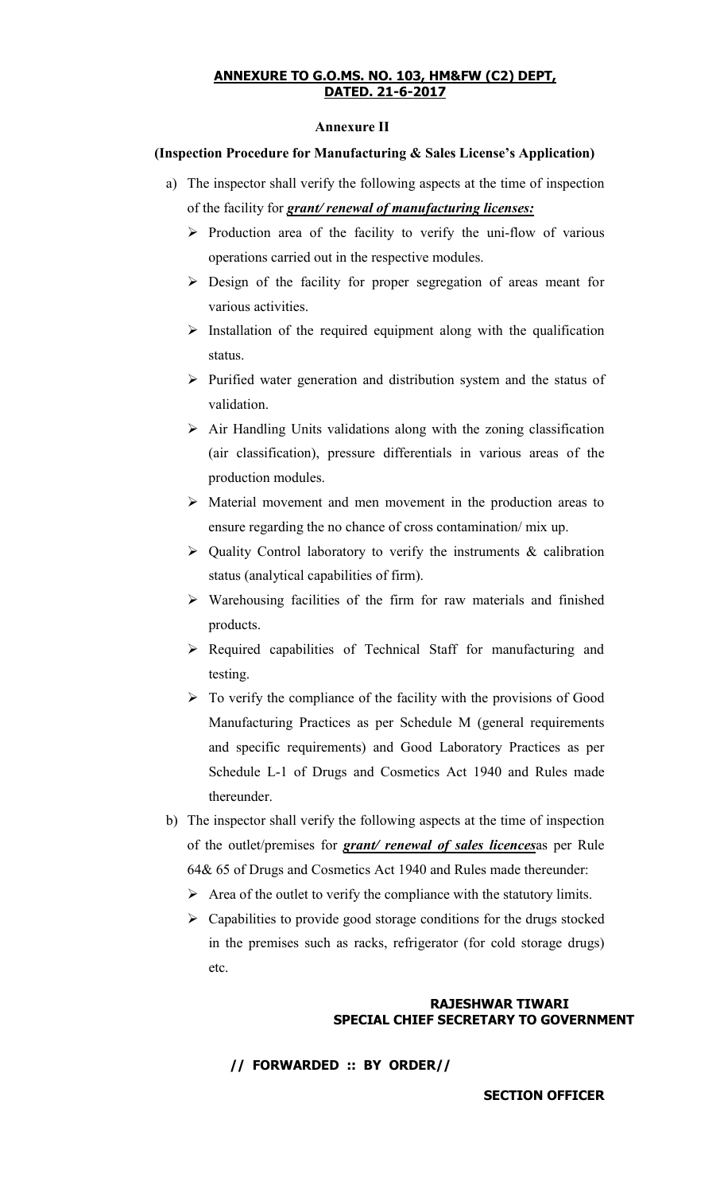## ANNEXURE TO G.O.MS. NO. 103, HM&FW (C2) DEPT, DATED. 21-6-2017

### Annexure II

**(Inspection Procedure for Manufacturing & Sales License's Application)**

a) The inspector shall verify the following aspects at the time of inspection of the facility for ***grant/ renewal of manufacturing licenses:***

- Production area of the facility to verify the uni-flow of various operations carried out in the respective modules.
- Design of the facility for proper segregation of areas meant for various activities.
- Installation of the required equipment along with the qualification status.
- Purified water generation and distribution system and the status of validation.
- Air Handling Units validations along with the zoning classification (air classification), pressure differentials in various areas of the production modules.
- Material movement and men movement in the production areas to ensure regarding the no chance of cross contamination/ mix up.
- Quality Control laboratory to verify the instruments & calibration status (analytical capabilities of firm).
- Warehousing facilities of the firm for raw materials and finished products.
- Required capabilities of Technical Staff for manufacturing and testing.
- To verify the compliance of the facility with the provisions of Good Manufacturing Practices as per Schedule M (general requirements and specific requirements) and Good Laboratory Practices as per Schedule L-1 of Drugs and Cosmetics Act 1940 and Rules made thereunder.

b) The inspector shall verify the following aspects at the time of inspection of the outlet/premises for ***grant/ renewal of sales licences***as per Rule 64& 65 of Drugs and Cosmetics Act 1940 and Rules made thereunder:

- Area of the outlet to verify the compliance with the statutory limits.
- Capabilities to provide good storage conditions for the drugs stocked in the premises such as racks, refrigerator (for cold storage drugs) etc.

**RAJESHWAR TIWARI**
**SPECIAL CHIEF SECRETARY TO GOVERNMENT**

**// FORWARDED :: BY ORDER//**

**SECTION OFFICER**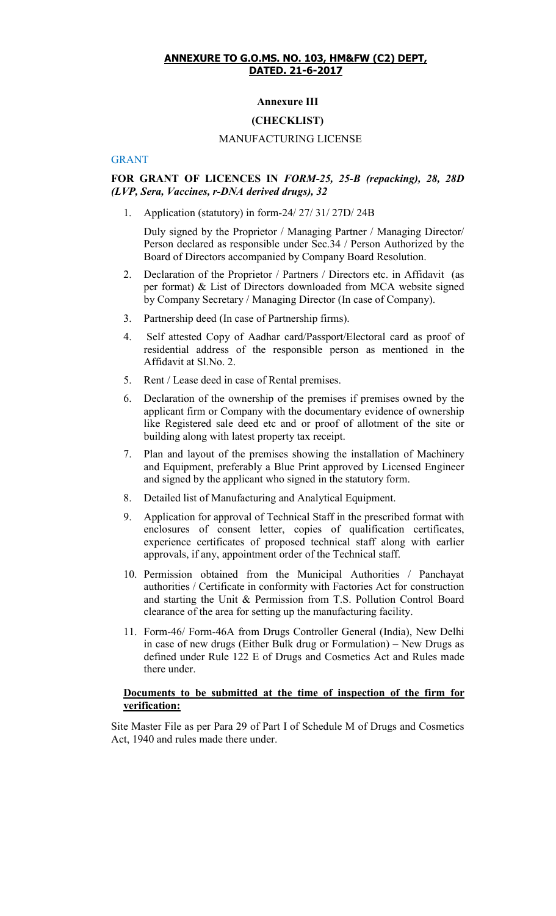**ANNEXURE TO G.O.MS. NO. 103, HM&FW (C2) DEPT, DATED. 21-6-2017**

**Annexure III**

**(CHECKLIST)**

MANUFACTURING LICENSE

GRANT

**FOR GRANT OF LICENCES IN** ***FORM-25, 25-B (repacking), 28, 28D (LVP, Sera, Vaccines, r-DNA derived drugs), 32***

1. Application (statutory) in form-24/ 27/ 31/ 27D/ 24B

   Duly signed by the Proprietor / Managing Partner / Managing Director/ Person declared as responsible under Sec.34 / Person Authorized by the Board of Directors accompanied by Company Board Resolution.

2. Declaration of the Proprietor / Partners / Directors etc. in Affidavit (as per format) & List of Directors downloaded from MCA website signed by Company Secretary / Managing Director (In case of Company).

3. Partnership deed (In case of Partnership firms).

4. Self attested Copy of Aadhar card/Passport/Electoral card as proof of residential address of the responsible person as mentioned in the Affidavit at Sl.No. 2.

5. Rent / Lease deed in case of Rental premises.

6. Declaration of the ownership of the premises if premises owned by the applicant firm or Company with the documentary evidence of ownership like Registered sale deed etc and or proof of allotment of the site or building along with latest property tax receipt.

7. Plan and layout of the premises showing the installation of Machinery and Equipment, preferably a Blue Print approved by Licensed Engineer and signed by the applicant who signed in the statutory form.

8. Detailed list of Manufacturing and Analytical Equipment.

9. Application for approval of Technical Staff in the prescribed format with enclosures of consent letter, copies of qualification certificates, experience certificates of proposed technical staff along with earlier approvals, if any, appointment order of the Technical staff.

10. Permission obtained from the Municipal Authorities / Panchayat authorities / Certificate in conformity with Factories Act for construction and starting the Unit & Permission from T.S. Pollution Control Board clearance of the area for setting up the manufacturing facility.

11. Form-46/ Form-46A from Drugs Controller General (India), New Delhi in case of new drugs (Either Bulk drug or Formulation) – New Drugs as defined under Rule 122 E of Drugs and Cosmetics Act and Rules made there under.

**Documents to be submitted at the time of inspection of the firm for verification:**

Site Master File as per Para 29 of Part I of Schedule M of Drugs and Cosmetics Act, 1940 and rules made there under.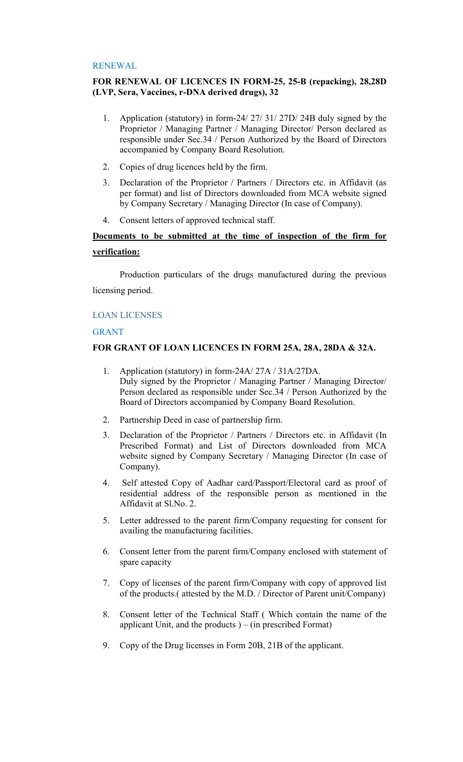## RENEWAL

**FOR RENEWAL OF LICENCES IN FORM-25, 25-B (repacking), 28,28D (LVP, Sera, Vaccines, r-DNA derived drugs), 32**

1. Application (statutory) in form-24/ 27/ 31/ 27D/ 24B duly signed by the Proprietor / Managing Partner / Managing Director/ Person declared as responsible under Sec.34 / Person Authorized by the Board of Directors accompanied by Company Board Resolution.
2. Copies of drug licences held by the firm.
3. Declaration of the Proprietor / Partners / Directors etc. in Affidavit (as per format) and list of Directors downloaded from MCA website signed by Company Secretary / Managing Director (In case of Company).
4. Consent letters of approved technical staff.

**Documents to be submitted at the time of inspection of the firm for verification:**

Production particulars of the drugs manufactured during the previous licensing period.

## LOAN LICENSES

### GRANT

**FOR GRANT OF LOAN LICENCES IN FORM 25A, 28A, 28DA & 32A.**

1. Application (statutory) in form-24A/ 27A / 31A/27DA. Duly signed by the Proprietor / Managing Partner / Managing Director/ Person declared as responsible under Sec.34 / Person Authorized by the Board of Directors accompanied by Company Board Resolution.
2. Partnership Deed in case of partnership firm.
3. Declaration of the Proprietor / Partners / Directors etc. in Affidavit (In Prescribed Format) and List of Directors downloaded from MCA website signed by Company Secretary / Managing Director (In case of Company).
4. Self attested Copy of Aadhar card/Passport/Electoral card as proof of residential address of the responsible person as mentioned in the Affidavit at Sl.No. 2.
5. Letter addressed to the parent firm/Company requesting for consent for availing the manufacturing facilities.
6. Consent letter from the parent firm/Company enclosed with statement of spare capacity
7. Copy of licenses of the parent firm/Company with copy of approved list of the products.( attested by the M.D. / Director of Parent unit/Company)
8. Consent letter of the Technical Staff ( Which contain the name of the applicant Unit, and the products ) – (in prescribed Format)
9. Copy of the Drug licenses in Form 20B, 21B of the applicant.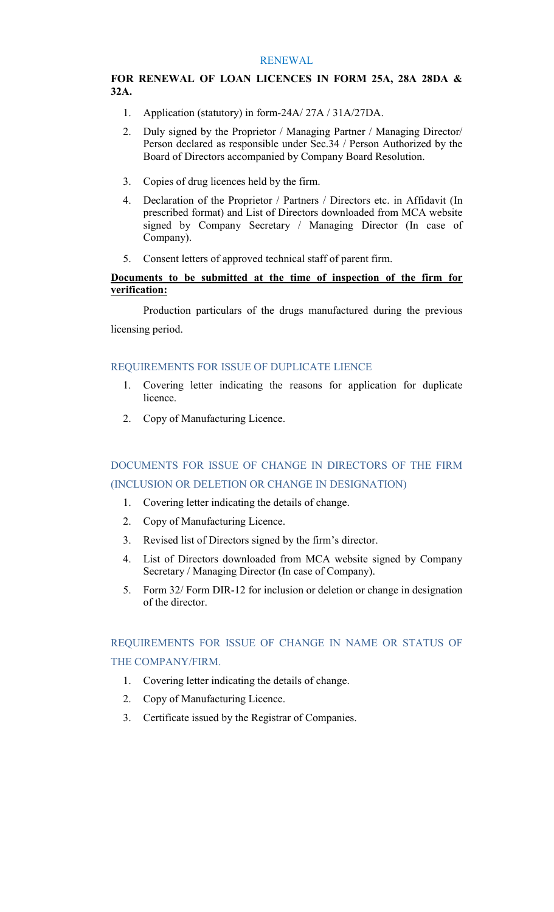## RENEWAL

**FOR RENEWAL OF LOAN LICENCES IN FORM 25A, 28A 28DA & 32A.**

1. Application (statutory) in form-24A/ 27A / 31A/27DA.
2. Duly signed by the Proprietor / Managing Partner / Managing Director/ Person declared as responsible under Sec.34 / Person Authorized by the Board of Directors accompanied by Company Board Resolution.
3. Copies of drug licences held by the firm.
4. Declaration of the Proprietor / Partners / Directors etc. in Affidavit (In prescribed format) and List of Directors downloaded from MCA website signed by Company Secretary / Managing Director (In case of Company).
5. Consent letters of approved technical staff of parent firm.

**Documents to be submitted at the time of inspection of the firm for verification:**

Production particulars of the drugs manufactured during the previous licensing period.

## REQUIREMENTS FOR ISSUE OF DUPLICATE LIENCE

1. Covering letter indicating the reasons for application for duplicate licence.
2. Copy of Manufacturing Licence.

## DOCUMENTS FOR ISSUE OF CHANGE IN DIRECTORS OF THE FIRM (INCLUSION OR DELETION OR CHANGE IN DESIGNATION)

1. Covering letter indicating the details of change.
2. Copy of Manufacturing Licence.
3. Revised list of Directors signed by the firm's director.
4. List of Directors downloaded from MCA website signed by Company Secretary / Managing Director (In case of Company).
5. Form 32/ Form DIR-12 for inclusion or deletion or change in designation of the director.

## REQUIREMENTS FOR ISSUE OF CHANGE IN NAME OR STATUS OF THE COMPANY/FIRM.

1. Covering letter indicating the details of change.
2. Copy of Manufacturing Licence.
3. Certificate issued by the Registrar of Companies.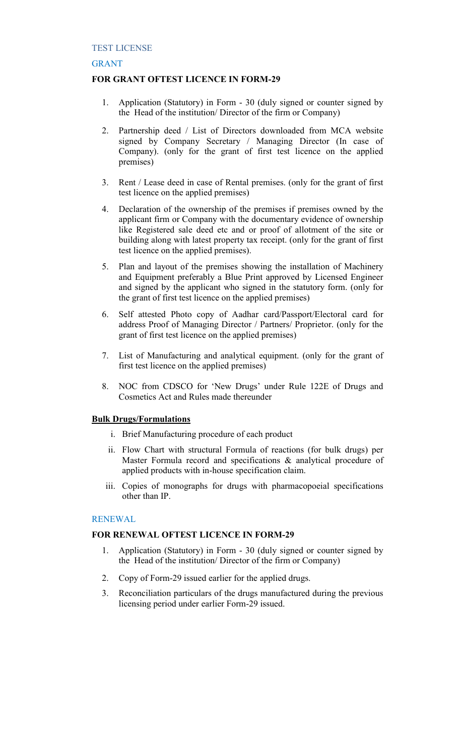## TEST LICENSE

### GRANT

**FOR GRANT OFTEST LICENCE IN FORM-29**

1. Application (Statutory) in Form - 30 (duly signed or counter signed by the Head of the institution/ Director of the firm or Company)
2. Partnership deed / List of Directors downloaded from MCA website signed by Company Secretary / Managing Director (In case of Company). (only for the grant of first test licence on the applied premises)
3. Rent / Lease deed in case of Rental premises. (only for the grant of first test licence on the applied premises)
4. Declaration of the ownership of the premises if premises owned by the applicant firm or Company with the documentary evidence of ownership like Registered sale deed etc and or proof of allotment of the site or building along with latest property tax receipt. (only for the grant of first test licence on the applied premises).
5. Plan and layout of the premises showing the installation of Machinery and Equipment preferably a Blue Print approved by Licensed Engineer and signed by the applicant who signed in the statutory form. (only for the grant of first test licence on the applied premises)
6. Self attested Photo copy of Aadhar card/Passport/Electoral card for address Proof of Managing Director / Partners/ Proprietor. (only for the grant of first test licence on the applied premises)
7. List of Manufacturing and analytical equipment. (only for the grant of first test licence on the applied premises)
8. NOC from CDSCO for 'New Drugs' under Rule 122E of Drugs and Cosmetics Act and Rules made thereunder

**<u>Bulk Drugs/Formulations</u>**

i. Brief Manufacturing procedure of each product

ii. Flow Chart with structural Formula of reactions (for bulk drugs) per Master Formula record and specifications & analytical procedure of applied products with in-house specification claim.

iii. Copies of monographs for drugs with pharmacopoeial specifications other than IP.

### RENEWAL

**FOR RENEWAL OFTEST LICENCE IN FORM-29**

1. Application (Statutory) in Form - 30 (duly signed or counter signed by the Head of the institution/ Director of the firm or Company)
2. Copy of Form-29 issued earlier for the applied drugs.
3. Reconciliation particulars of the drugs manufactured during the previous licensing period under earlier Form-29 issued.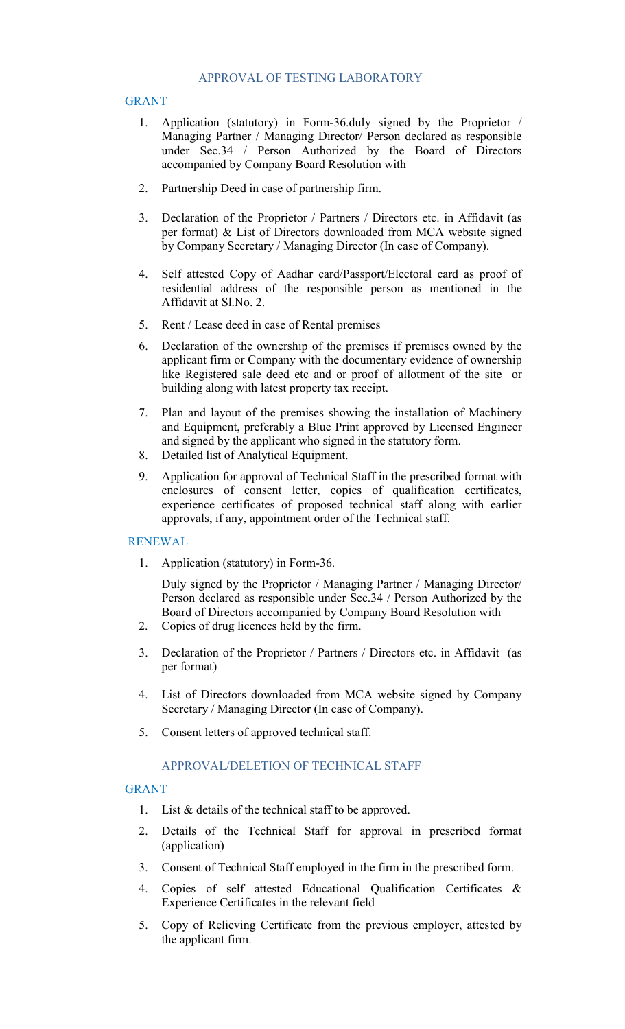## APPROVAL OF TESTING LABORATORY

### GRANT

1. Application (statutory) in Form-36.duly signed by the Proprietor / Managing Partner / Managing Director/ Person declared as responsible under Sec.34 / Person Authorized by the Board of Directors accompanied by Company Board Resolution with
2. Partnership Deed in case of partnership firm.
3. Declaration of the Proprietor / Partners / Directors etc. in Affidavit (as per format) & List of Directors downloaded from MCA website signed by Company Secretary / Managing Director (In case of Company).
4. Self attested Copy of Aadhar card/Passport/Electoral card as proof of residential address of the responsible person as mentioned in the Affidavit at Sl.No. 2.
5. Rent / Lease deed in case of Rental premises
6. Declaration of the ownership of the premises if premises owned by the applicant firm or Company with the documentary evidence of ownership like Registered sale deed etc and or proof of allotment of the site or building along with latest property tax receipt.
7. Plan and layout of the premises showing the installation of Machinery and Equipment, preferably a Blue Print approved by Licensed Engineer and signed by the applicant who signed in the statutory form.
8. Detailed list of Analytical Equipment.
9. Application for approval of Technical Staff in the prescribed format with enclosures of consent letter, copies of qualification certificates, experience certificates of proposed technical staff along with earlier approvals, if any, appointment order of the Technical staff.

### RENEWAL

1. Application (statutory) in Form-36.

   Duly signed by the Proprietor / Managing Partner / Managing Director/ Person declared as responsible under Sec.34 / Person Authorized by the Board of Directors accompanied by Company Board Resolution with
2. Copies of drug licences held by the firm.
3. Declaration of the Proprietor / Partners / Directors etc. in Affidavit (as per format)
4. List of Directors downloaded from MCA website signed by Company Secretary / Managing Director (In case of Company).
5. Consent letters of approved technical staff.

## APPROVAL/DELETION OF TECHNICAL STAFF

### GRANT

1. List & details of the technical staff to be approved.
2. Details of the Technical Staff for approval in prescribed format (application)
3. Consent of Technical Staff employed in the firm in the prescribed form.
4. Copies of self attested Educational Qualification Certificates & Experience Certificates in the relevant field
5. Copy of Relieving Certificate from the previous employer, attested by the applicant firm.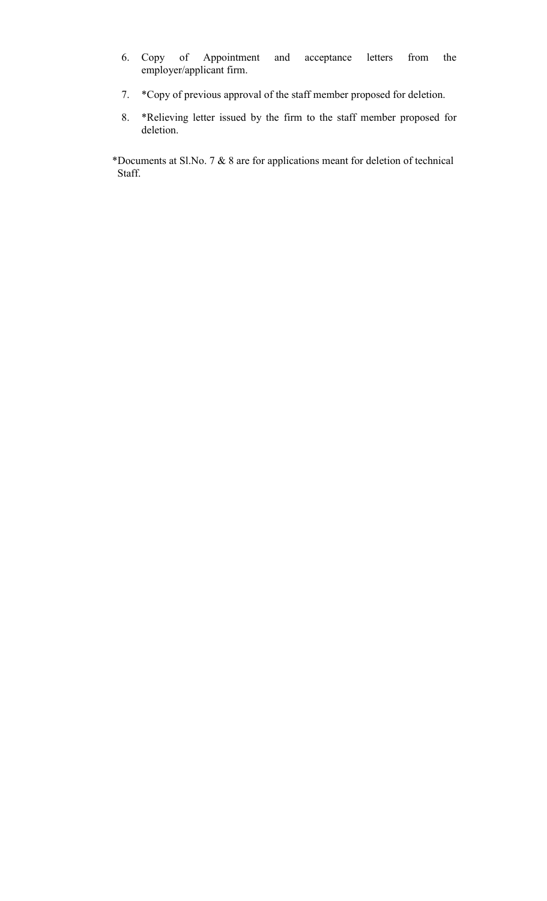6. Copy of Appointment and acceptance letters from the employer/applicant firm.

7. *Copy of previous approval of the staff member proposed for deletion.

8. *Relieving letter issued by the firm to the staff member proposed for deletion.

*Documents at Sl.No. 7 & 8 are for applications meant for deletion of technical Staff.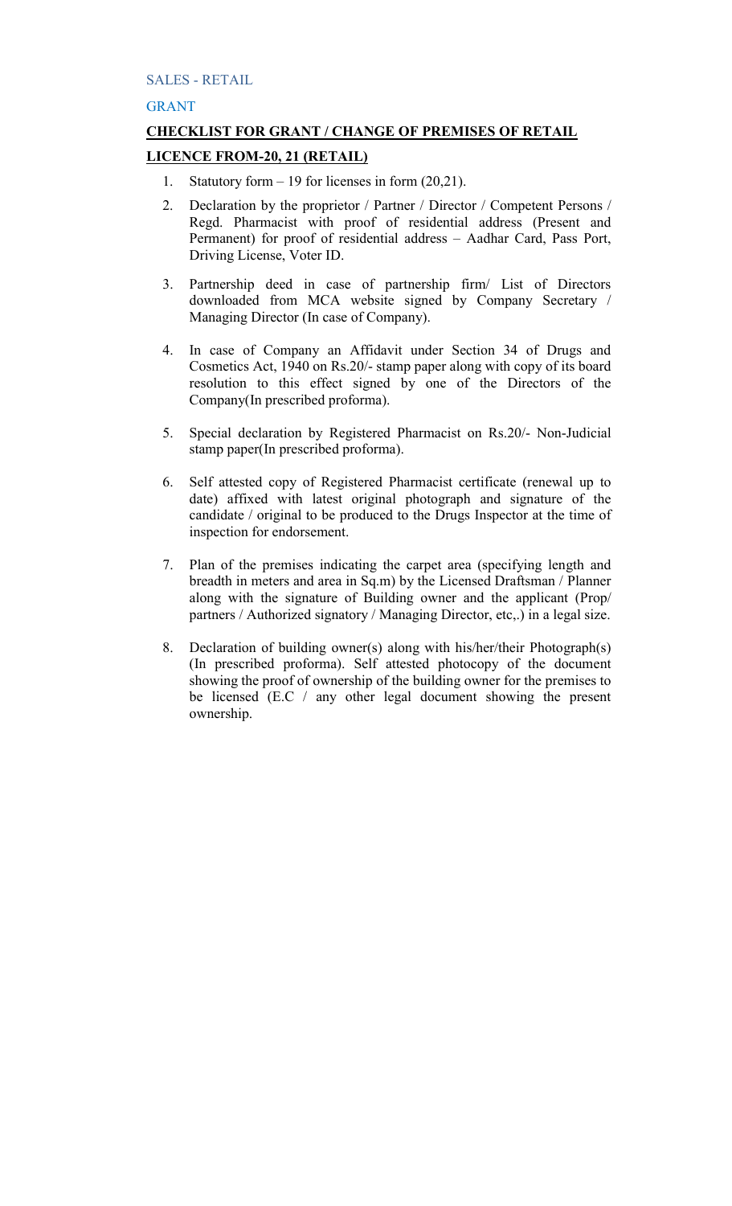SALES - RETAIL

GRANT

## CHECKLIST FOR GRANT / CHANGE OF PREMISES OF RETAIL LICENCE FROM-20, 21 (RETAIL)

1. Statutory form – 19 for licenses in form (20,21).
2. Declaration by the proprietor / Partner / Director / Competent Persons / Regd. Pharmacist with proof of residential address (Present and Permanent) for proof of residential address – Aadhar Card, Pass Port, Driving License, Voter ID.
3. Partnership deed in case of partnership firm/ List of Directors downloaded from MCA website signed by Company Secretary / Managing Director (In case of Company).
4. In case of Company an Affidavit under Section 34 of Drugs and Cosmetics Act, 1940 on Rs.20/- stamp paper along with copy of its board resolution to this effect signed by one of the Directors of the Company(In prescribed proforma).
5. Special declaration by Registered Pharmacist on Rs.20/- Non-Judicial stamp paper(In prescribed proforma).
6. Self attested copy of Registered Pharmacist certificate (renewal up to date) affixed with latest original photograph and signature of the candidate / original to be produced to the Drugs Inspector at the time of inspection for endorsement.
7. Plan of the premises indicating the carpet area (specifying length and breadth in meters and area in Sq.m) by the Licensed Draftsman / Planner along with the signature of Building owner and the applicant (Prop/ partners / Authorized signatory / Managing Director, etc,.) in a legal size.
8. Declaration of building owner(s) along with his/her/their Photograph(s) (In prescribed proforma). Self attested photocopy of the document showing the proof of ownership of the building owner for the premises to be licensed (E.C / any other legal document showing the present ownership.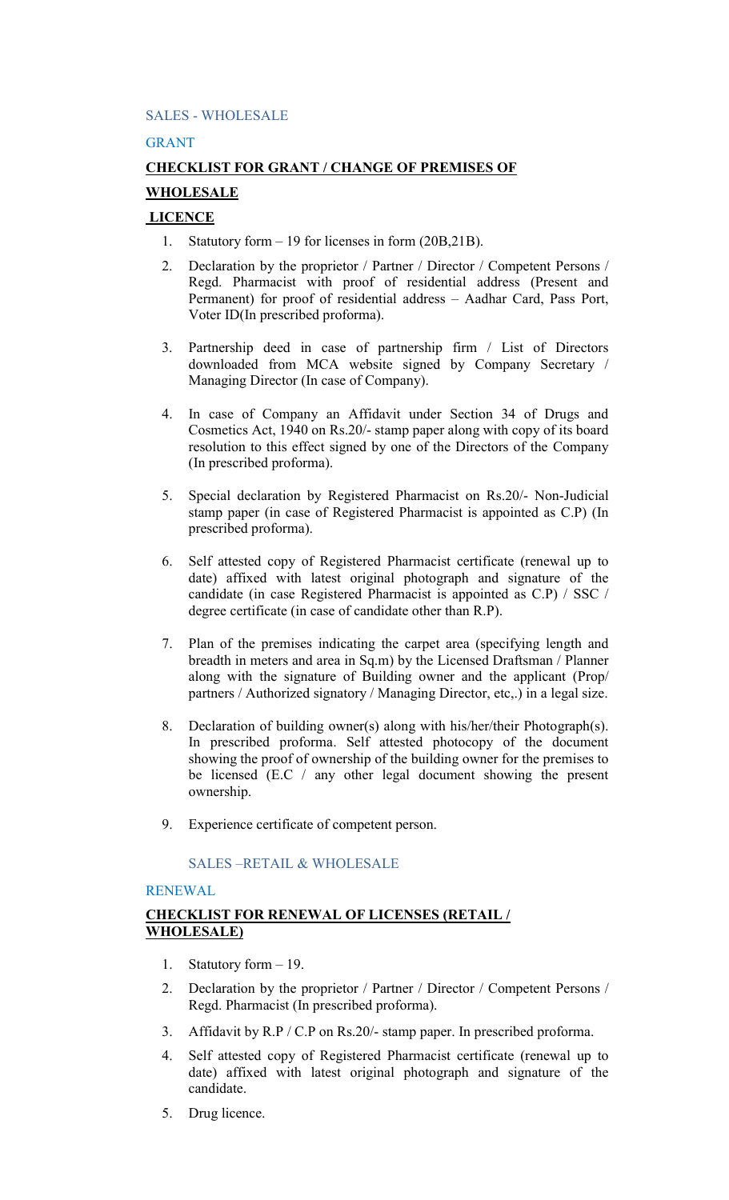SALES - WHOLESALE

GRANT

## CHECKLIST FOR GRANT / CHANGE OF PREMISES OF WHOLESALE LICENCE

1. Statutory form – 19 for licenses in form (20B,21B).
2. Declaration by the proprietor / Partner / Director / Competent Persons / Regd. Pharmacist with proof of residential address (Present and Permanent) for proof of residential address – Aadhar Card, Pass Port, Voter ID(In prescribed proforma).
3. Partnership deed in case of partnership firm / List of Directors downloaded from MCA website signed by Company Secretary / Managing Director (In case of Company).
4. In case of Company an Affidavit under Section 34 of Drugs and Cosmetics Act, 1940 on Rs.20/- stamp paper along with copy of its board resolution to this effect signed by one of the Directors of the Company (In prescribed proforma).
5. Special declaration by Registered Pharmacist on Rs.20/- Non-Judicial stamp paper (in case of Registered Pharmacist is appointed as C.P) (In prescribed proforma).
6. Self attested copy of Registered Pharmacist certificate (renewal up to date) affixed with latest original photograph and signature of the candidate (in case Registered Pharmacist is appointed as C.P) / SSC / degree certificate (in case of candidate other than R.P).
7. Plan of the premises indicating the carpet area (specifying length and breadth in meters and area in Sq.m) by the Licensed Draftsman / Planner along with the signature of Building owner and the applicant (Prop/ partners / Authorized signatory / Managing Director, etc,.) in a legal size.
8. Declaration of building owner(s) along with his/her/their Photograph(s). In prescribed proforma. Self attested photocopy of the document showing the proof of ownership of the building owner for the premises to be licensed (E.C / any other legal document showing the present ownership.
9. Experience certificate of competent person.

SALES –RETAIL & WHOLESALE

RENEWAL

## CHECKLIST FOR RENEWAL OF LICENSES (RETAIL / WHOLESALE)

1. Statutory form – 19.
2. Declaration by the proprietor / Partner / Director / Competent Persons / Regd. Pharmacist (In prescribed proforma).
3. Affidavit by R.P / C.P on Rs.20/- stamp paper. In prescribed proforma.
4. Self attested copy of Registered Pharmacist certificate (renewal up to date) affixed with latest original photograph and signature of the candidate.
5. Drug licence.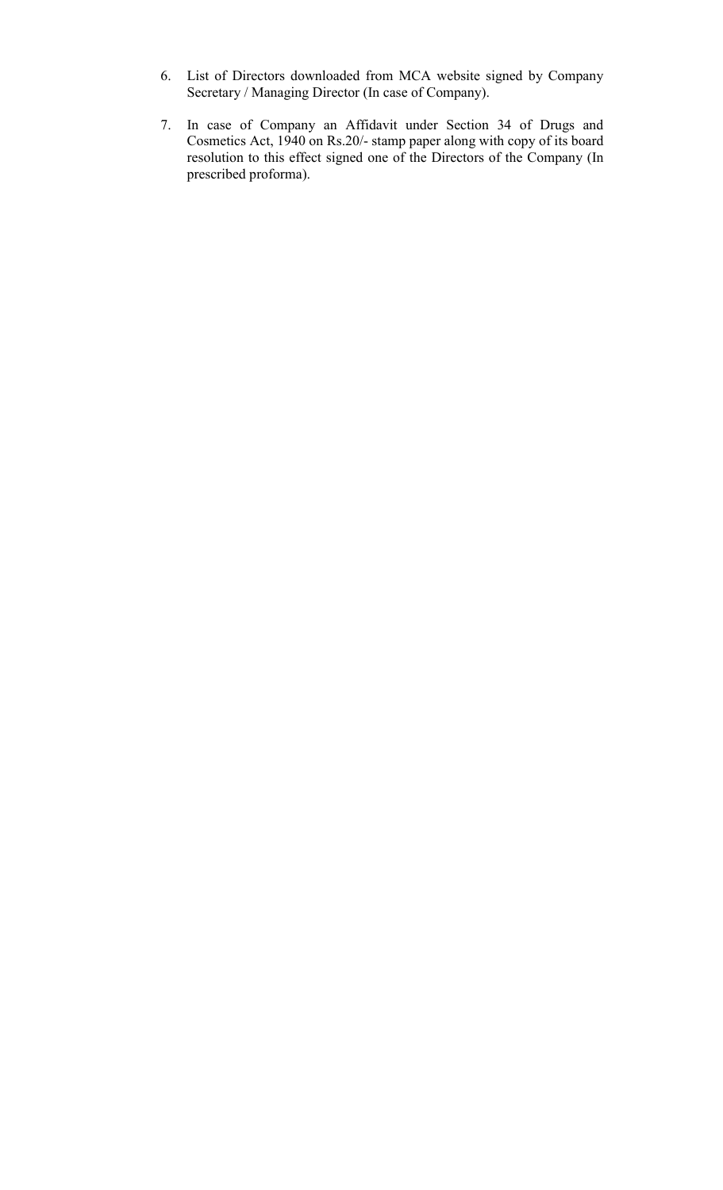6. List of Directors downloaded from MCA website signed by Company Secretary / Managing Director (In case of Company).

7. In case of Company an Affidavit under Section 34 of Drugs and Cosmetics Act, 1940 on Rs.20/- stamp paper along with copy of its board resolution to this effect signed one of the Directors of the Company (In prescribed proforma).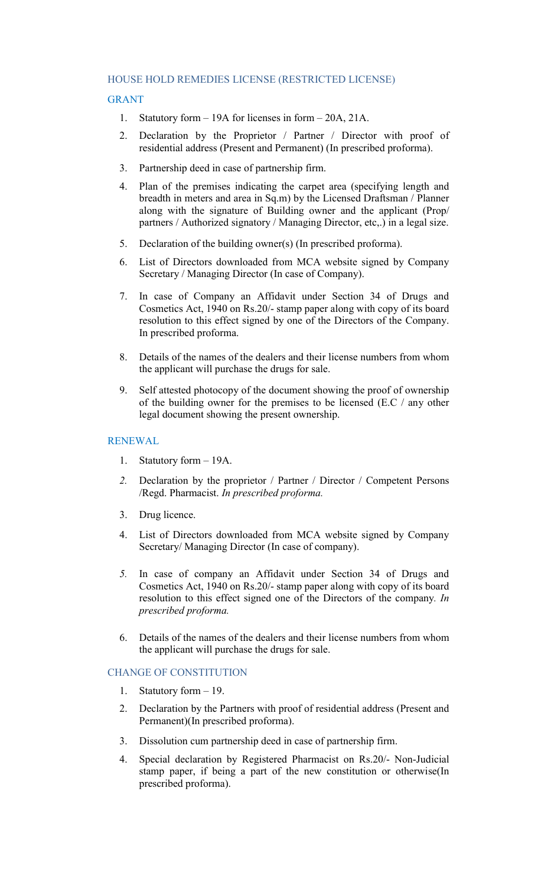## HOUSE HOLD REMEDIES LICENSE (RESTRICTED LICENSE)

### GRANT

1. Statutory form – 19A for licenses in form – 20A, 21A.
2. Declaration by the Proprietor / Partner / Director with proof of residential address (Present and Permanent) (In prescribed proforma).
3. Partnership deed in case of partnership firm.
4. Plan of the premises indicating the carpet area (specifying length and breadth in meters and area in Sq.m) by the Licensed Draftsman / Planner along with the signature of Building owner and the applicant (Prop/ partners / Authorized signatory / Managing Director, etc,.) in a legal size.
5. Declaration of the building owner(s) (In prescribed proforma).
6. List of Directors downloaded from MCA website signed by Company Secretary / Managing Director (In case of Company).
7. In case of Company an Affidavit under Section 34 of Drugs and Cosmetics Act, 1940 on Rs.20/- stamp paper along with copy of its board resolution to this effect signed by one of the Directors of the Company. In prescribed proforma.
8. Details of the names of the dealers and their license numbers from whom the applicant will purchase the drugs for sale.
9. Self attested photocopy of the document showing the proof of ownership of the building owner for the premises to be licensed (E.C / any other legal document showing the present ownership.

### RENEWAL

1. Statutory form – 19A.
2. Declaration by the proprietor / Partner / Director / Competent Persons /Regd. Pharmacist. *In prescribed proforma.*
3. Drug licence.
4. List of Directors downloaded from MCA website signed by Company Secretary/ Managing Director (In case of company).
5. In case of company an Affidavit under Section 34 of Drugs and Cosmetics Act, 1940 on Rs.20/- stamp paper along with copy of its board resolution to this effect signed one of the Directors of the company. *In prescribed proforma.*
6. Details of the names of the dealers and their license numbers from whom the applicant will purchase the drugs for sale.

### CHANGE OF CONSTITUTION

1. Statutory form – 19.
2. Declaration by the Partners with proof of residential address (Present and Permanent)(In prescribed proforma).
3. Dissolution cum partnership deed in case of partnership firm.
4. Special declaration by Registered Pharmacist on Rs.20/- Non-Judicial stamp paper, if being a part of the new constitution or otherwise(In prescribed proforma).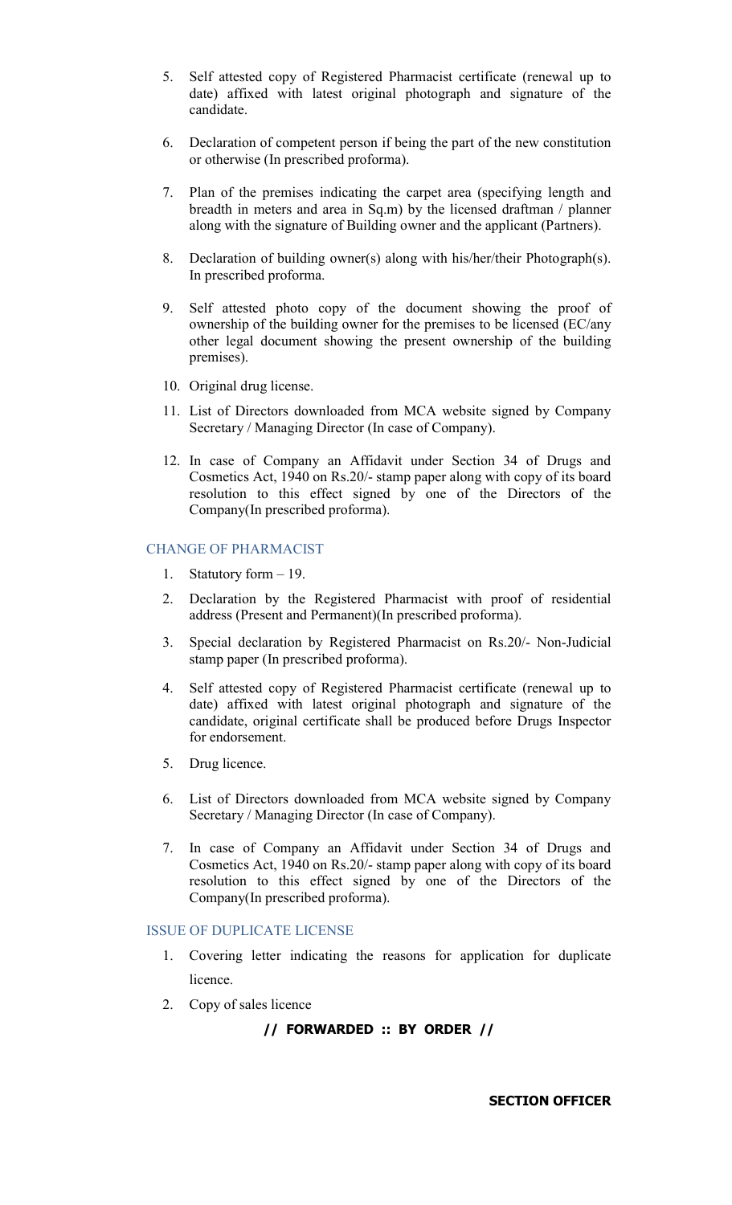5. Self attested copy of Registered Pharmacist certificate (renewal up to date) affixed with latest original photograph and signature of the candidate.

6. Declaration of competent person if being the part of the new constitution or otherwise (In prescribed proforma).

7. Plan of the premises indicating the carpet area (specifying length and breadth in meters and area in Sq.m) by the licensed draftman / planner along with the signature of Building owner and the applicant (Partners).

8. Declaration of building owner(s) along with his/her/their Photograph(s). In prescribed proforma.

9. Self attested photo copy of the document showing the proof of ownership of the building owner for the premises to be licensed (EC/any other legal document showing the present ownership of the building premises).

10. Original drug license.

11. List of Directors downloaded from MCA website signed by Company Secretary / Managing Director (In case of Company).

12. In case of Company an Affidavit under Section 34 of Drugs and Cosmetics Act, 1940 on Rs.20/- stamp paper along with copy of its board resolution to this effect signed by one of the Directors of the Company(In prescribed proforma).

## CHANGE OF PHARMACIST

1. Statutory form – 19.

2. Declaration by the Registered Pharmacist with proof of residential address (Present and Permanent)(In prescribed proforma).

3. Special declaration by Registered Pharmacist on Rs.20/- Non-Judicial stamp paper (In prescribed proforma).

4. Self attested copy of Registered Pharmacist certificate (renewal up to date) affixed with latest original photograph and signature of the candidate, original certificate shall be produced before Drugs Inspector for endorsement.

5. Drug licence.

6. List of Directors downloaded from MCA website signed by Company Secretary / Managing Director (In case of Company).

7. In case of Company an Affidavit under Section 34 of Drugs and Cosmetics Act, 1940 on Rs.20/- stamp paper along with copy of its board resolution to this effect signed by one of the Directors of the Company(In prescribed proforma).

## ISSUE OF DUPLICATE LICENSE

1. Covering letter indicating the reasons for application for duplicate licence.

2. Copy of sales licence

**// FORWARDED :: BY ORDER //**

**SECTION OFFICER**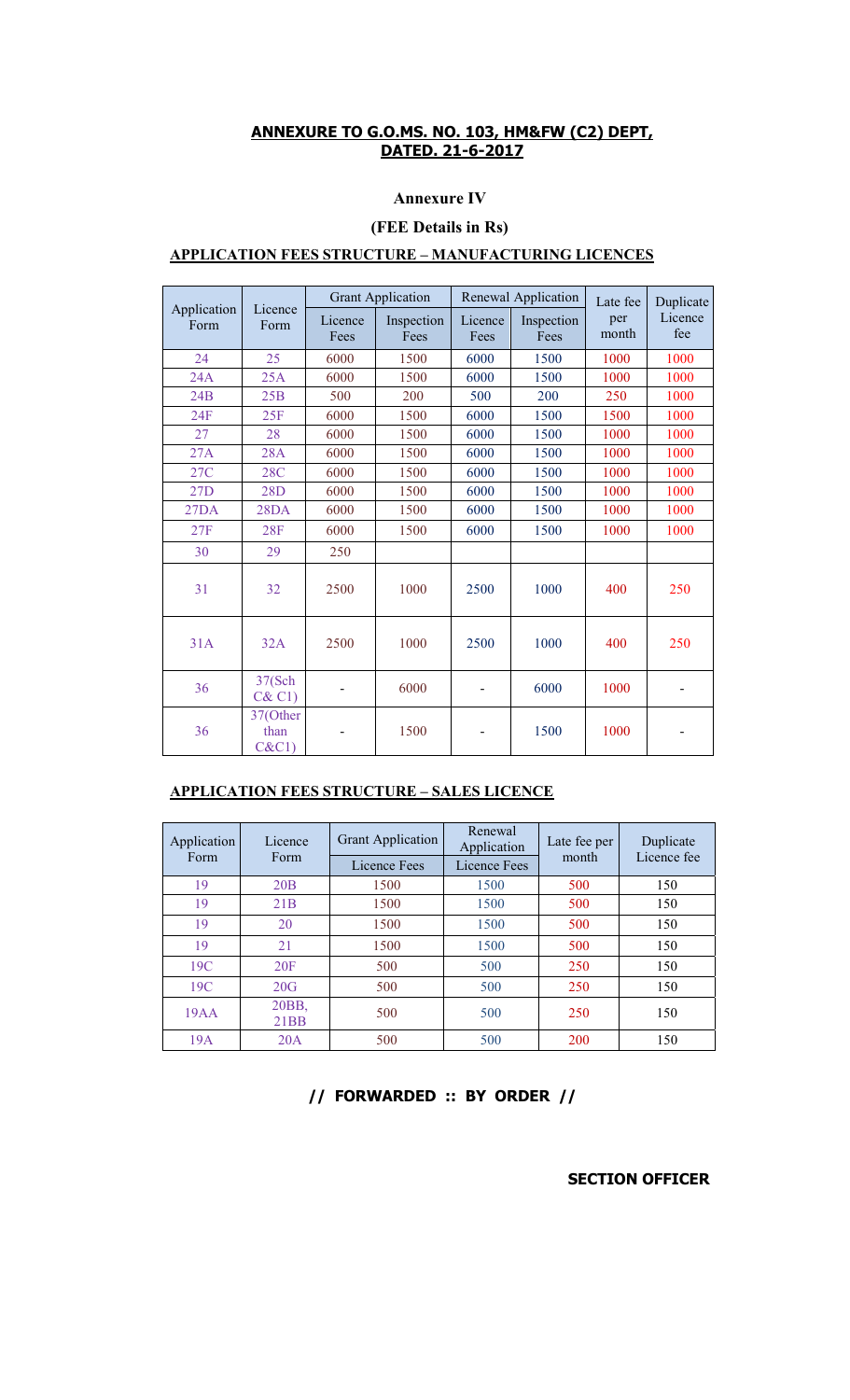## ANNEXURE TO G.O.MS. NO. 103, HM&FW (C2) DEPT, DATED. 21-6-2017

### Annexure IV

### (FEE Details in Rs)

**APPLICATION FEES STRUCTURE – MANUFACTURING LICENCES**

| Application Form | Licence Form | Grant Application | | Renewal Application | | Late fee per month | Duplicate Licence fee |
|---|---|---|---|---|---|---|---|
| | | Licence Fees | Inspection Fees | Licence Fees | Inspection Fees | | |
| 24 | 25 | 6000 | 1500 | 6000 | 1500 | 1000 | 1000 |
| 24A | 25A | 6000 | 1500 | 6000 | 1500 | 1000 | 1000 |
| 24B | 25B | 500 | 200 | 500 | 200 | 250 | 1000 |
| 24F | 25F | 6000 | 1500 | 6000 | 1500 | 1500 | 1000 |
| 27 | 28 | 6000 | 1500 | 6000 | 1500 | 1000 | 1000 |
| 27A | 28A | 6000 | 1500 | 6000 | 1500 | 1000 | 1000 |
| 27C | 28C | 6000 | 1500 | 6000 | 1500 | 1000 | 1000 |
| 27D | 28D | 6000 | 1500 | 6000 | 1500 | 1000 | 1000 |
| 27DA | 28DA | 6000 | 1500 | 6000 | 1500 | 1000 | 1000 |
| 27F | 28F | 6000 | 1500 | 6000 | 1500 | 1000 | 1000 |
| 30 | 29 | 250 | | | | | |
| 31 | 32 | 2500 | 1000 | 2500 | 1000 | 400 | 250 |
| 31A | 32A | 2500 | 1000 | 2500 | 1000 | 400 | 250 |
| 36 | 37(Sch C& C1) | - | 6000 | - | 6000 | 1000 | - |
| 36 | 37(Other than C&C1) | - | 1500 | - | 1500 | 1000 | - |

**APPLICATION FEES STRUCTURE – SALES LICENCE**

| Application Form | Licence Form | Grant Application | Renewal Application | Late fee per month | Duplicate Licence fee |
|---|---|---|---|---|---|
| | | Licence Fees | Licence Fees | | |
| 19 | 20B | 1500 | 1500 | 500 | 150 |
| 19 | 21B | 1500 | 1500 | 500 | 150 |
| 19 | 20 | 1500 | 1500 | 500 | 150 |
| 19 | 21 | 1500 | 1500 | 500 | 150 |
| 19C | 20F | 500 | 500 | 250 | 150 |
| 19C | 20G | 500 | 500 | 250 | 150 |
| 19AA | 20BB, 21BB | 500 | 500 | 250 | 150 |
| 19A | 20A | 500 | 500 | 200 | 150 |

**// FORWARDED :: BY ORDER //**

**SECTION OFFICER**